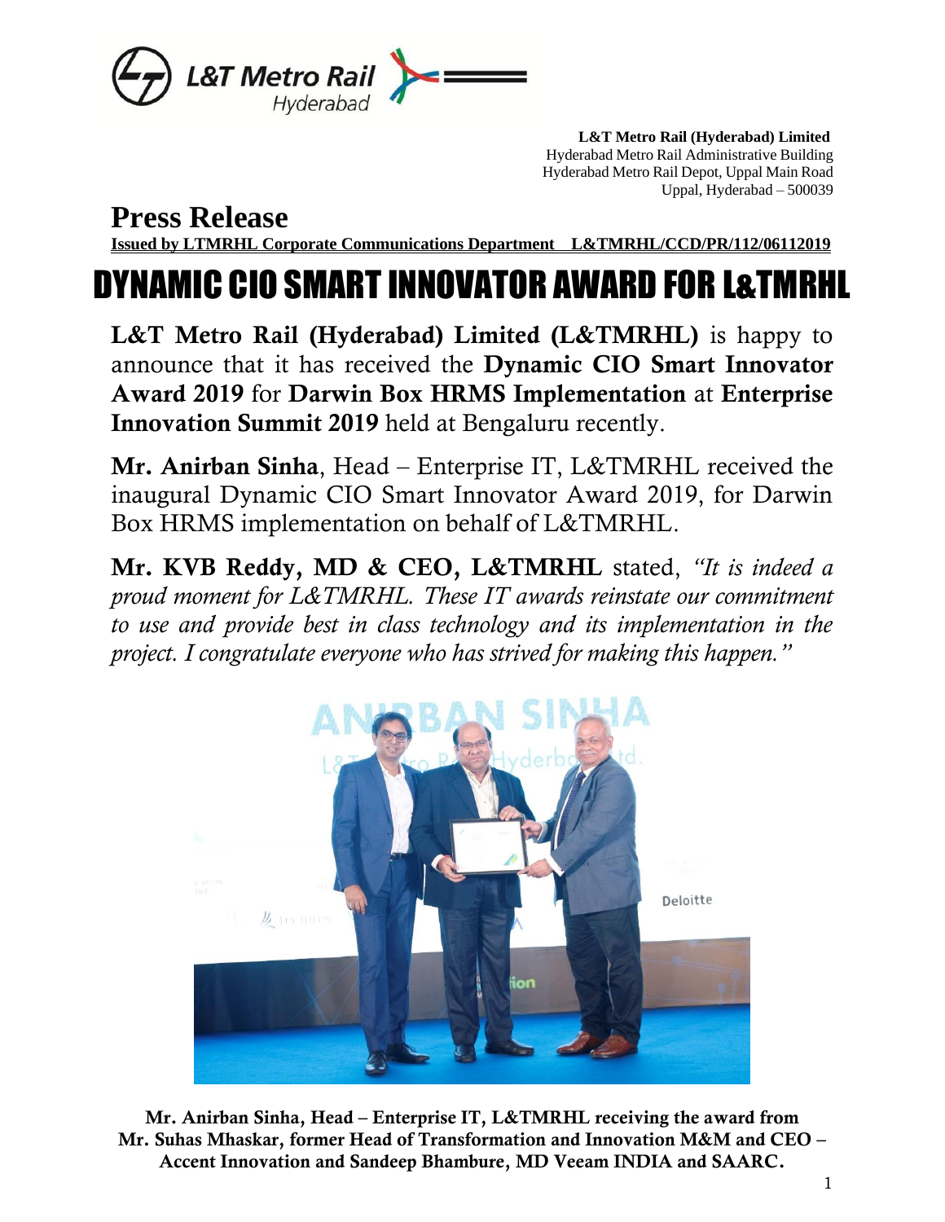**L&T Metro Rail (Hyderabad) Limited**
Hyderabad Metro Rail Administrative Building
Hyderabad Metro Rail Depot, Uppal Main Road
Uppal, Hyderabad – 500039

# Press Release

**Issued by LTMRHL Corporate Communications Department L&TMRHL/CCD/PR/112/06112019**

# DYNAMIC CIO SMART INNOVATOR AWARD FOR L&TMRHL

**L&T Metro Rail (Hyderabad) Limited (L&TMRHL)** is happy to announce that it has received the **Dynamic CIO Smart Innovator Award 2019** for **Darwin Box HRMS Implementation** at **Enterprise Innovation Summit 2019** held at Bengaluru recently.

**Mr. Anirban Sinha**, Head – Enterprise IT, L&TMRHL received the inaugural Dynamic CIO Smart Innovator Award 2019, for Darwin Box HRMS implementation on behalf of L&TMRHL.

**Mr. KVB Reddy, MD & CEO, L&TMRHL** stated, *"It is indeed a proud moment for L&TMRHL. These IT awards reinstate our commitment to use and provide best in class technology and its implementation in the project. I congratulate everyone who has strived for making this happen."*

**Mr. Anirban Sinha, Head – Enterprise IT, L&TMRHL receiving the award from Mr. Suhas Mhaskar, former Head of Transformation and Innovation M&M and CEO – Accent Innovation and Sandeep Bhambure, MD Veeam INDIA and SAARC.**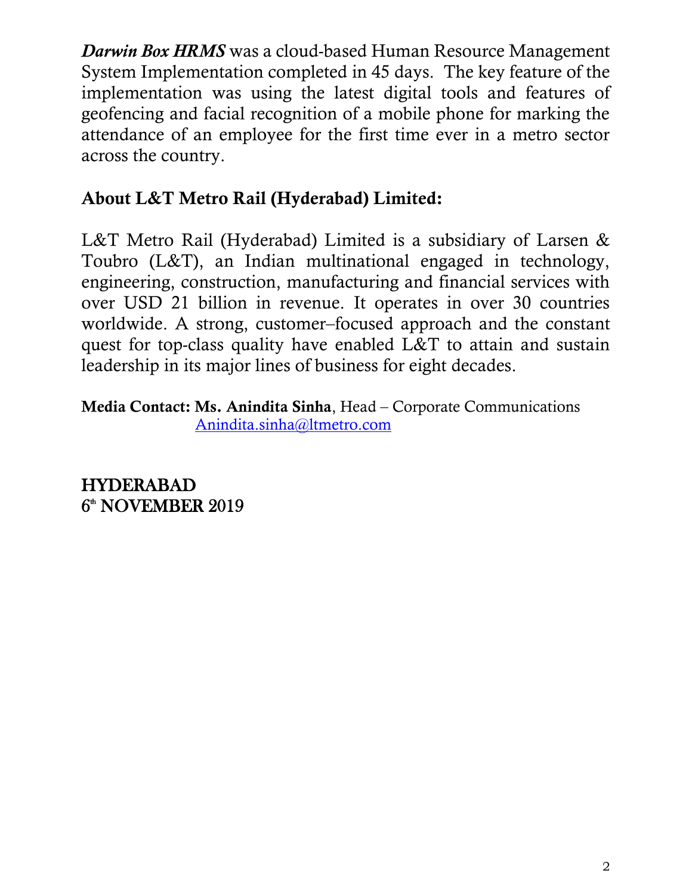***Darwin Box HRMS*** was a cloud-based Human Resource Management System Implementation completed in 45 days. The key feature of the implementation was using the latest digital tools and features of geofencing and facial recognition of a mobile phone for marking the attendance of an employee for the first time ever in a metro sector across the country.

## About L&T Metro Rail (Hyderabad) Limited:

L&T Metro Rail (Hyderabad) Limited is a subsidiary of Larsen & Toubro (L&T), an Indian multinational engaged in technology, engineering, construction, manufacturing and financial services with over USD 21 billion in revenue. It operates in over 30 countries worldwide. A strong, customer–focused approach and the constant quest for top-class quality have enabled L&T to attain and sustain leadership in its major lines of business for eight decades.

**Media Contact: Ms. Anindita Sinha**, Head – Corporate Communications
Anindita.sinha@ltmetro.com

**HYDERABAD**
**6th NOVEMBER 2019**